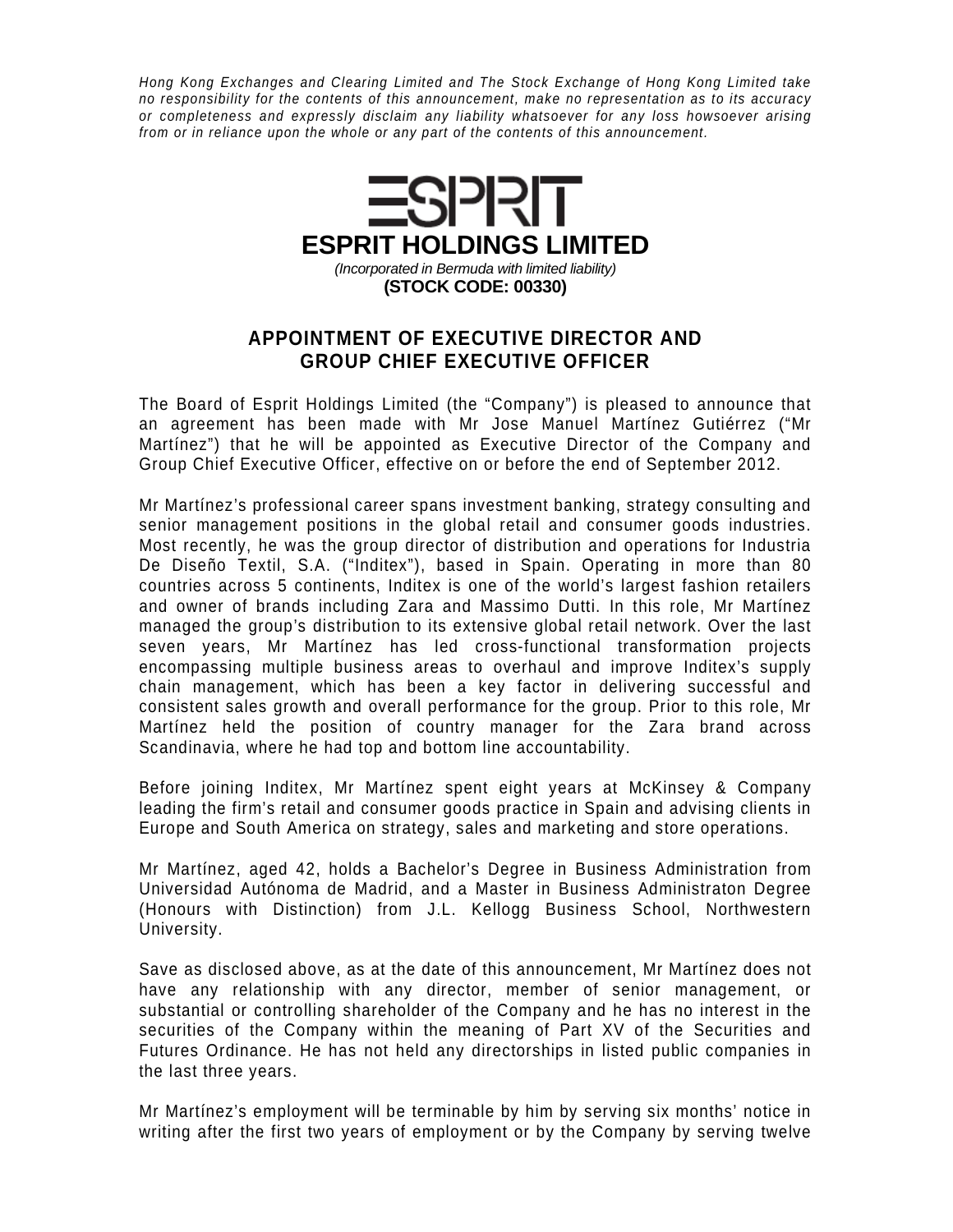*Hong Kong Exchanges and Clearing Limited and The Stock Exchange of Hong Kong Limited take no responsibility for the contents of this announcement, make no representation as to its accuracy or completeness and expressly disclaim any liability whatsoever for any loss howsoever arising from or in reliance upon the whole or any part of the contents of this announcement.*

# ESPRIT HOLDINGS LIMITED

*(Incorporated in Bermuda with limited liability)*

**(STOCK CODE: 00330)**

## APPOINTMENT OF EXECUTIVE DIRECTOR AND GROUP CHIEF EXECUTIVE OFFICER

The Board of Esprit Holdings Limited (the "Company") is pleased to announce that an agreement has been made with Mr Jose Manuel Martínez Gutiérrez ("Mr Martínez") that he will be appointed as Executive Director of the Company and Group Chief Executive Officer, effective on or before the end of September 2012.

Mr Martínez's professional career spans investment banking, strategy consulting and senior management positions in the global retail and consumer goods industries. Most recently, he was the group director of distribution and operations for Industria De Diseño Textil, S.A. ("Inditex"), based in Spain. Operating in more than 80 countries across 5 continents, Inditex is one of the world's largest fashion retailers and owner of brands including Zara and Massimo Dutti. In this role, Mr Martínez managed the group's distribution to its extensive global retail network. Over the last seven years, Mr Martínez has led cross-functional transformation projects encompassing multiple business areas to overhaul and improve Inditex's supply chain management, which has been a key factor in delivering successful and consistent sales growth and overall performance for the group. Prior to this role, Mr Martínez held the position of country manager for the Zara brand across Scandinavia, where he had top and bottom line accountability.

Before joining Inditex, Mr Martínez spent eight years at McKinsey & Company leading the firm's retail and consumer goods practice in Spain and advising clients in Europe and South America on strategy, sales and marketing and store operations.

Mr Martínez, aged 42, holds a Bachelor's Degree in Business Administration from Universidad Autónoma de Madrid, and a Master in Business Administraton Degree (Honours with Distinction) from J.L. Kellogg Business School, Northwestern University.

Save as disclosed above, as at the date of this announcement, Mr Martínez does not have any relationship with any director, member of senior management, or substantial or controlling shareholder of the Company and he has no interest in the securities of the Company within the meaning of Part XV of the Securities and Futures Ordinance. He has not held any directorships in listed public companies in the last three years.

Mr Martínez's employment will be terminable by him by serving six months' notice in writing after the first two years of employment or by the Company by serving twelve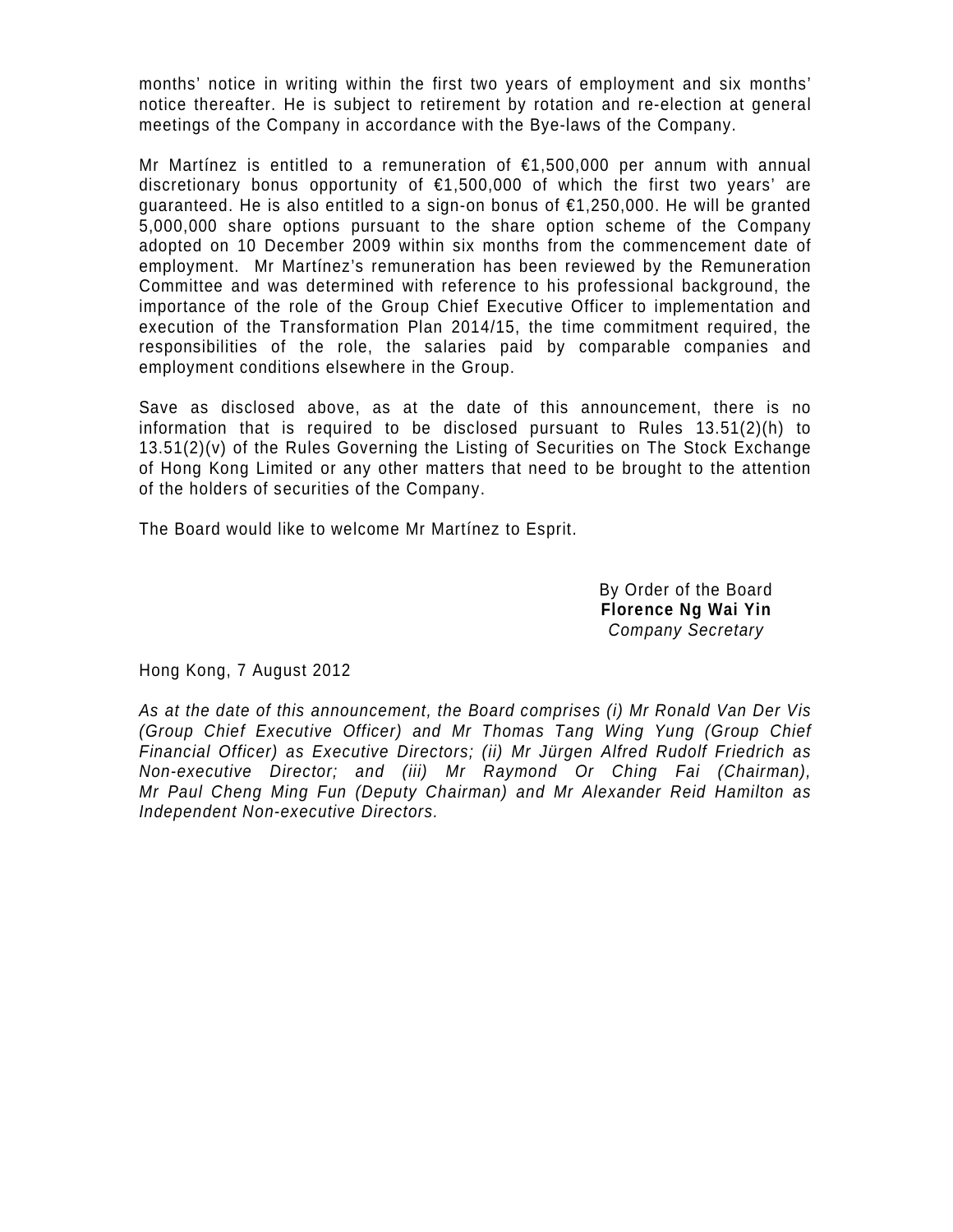months' notice in writing within the first two years of employment and six months' notice thereafter. He is subject to retirement by rotation and re-election at general meetings of the Company in accordance with the Bye-laws of the Company.

Mr Martínez is entitled to a remuneration of €1,500,000 per annum with annual discretionary bonus opportunity of €1,500,000 of which the first two years' are guaranteed. He is also entitled to a sign-on bonus of €1,250,000. He will be granted 5,000,000 share options pursuant to the share option scheme of the Company adopted on 10 December 2009 within six months from the commencement date of employment. Mr Martínez's remuneration has been reviewed by the Remuneration Committee and was determined with reference to his professional background, the importance of the role of the Group Chief Executive Officer to implementation and execution of the Transformation Plan 2014/15, the time commitment required, the responsibilities of the role, the salaries paid by comparable companies and employment conditions elsewhere in the Group.

Save as disclosed above, as at the date of this announcement, there is no information that is required to be disclosed pursuant to Rules 13.51(2)(h) to 13.51(2)(v) of the Rules Governing the Listing of Securities on The Stock Exchange of Hong Kong Limited or any other matters that need to be brought to the attention of the holders of securities of the Company.

The Board would like to welcome Mr Martínez to Esprit.

By Order of the Board
**Florence Ng Wai Yin**
*Company Secretary*

Hong Kong, 7 August 2012

*As at the date of this announcement, the Board comprises (i) Mr Ronald Van Der Vis (Group Chief Executive Officer) and Mr Thomas Tang Wing Yung (Group Chief Financial Officer) as Executive Directors; (ii) Mr Jürgen Alfred Rudolf Friedrich as Non-executive Director; and (iii) Mr Raymond Or Ching Fai (Chairman), Mr Paul Cheng Ming Fun (Deputy Chairman) and Mr Alexander Reid Hamilton as Independent Non-executive Directors.*